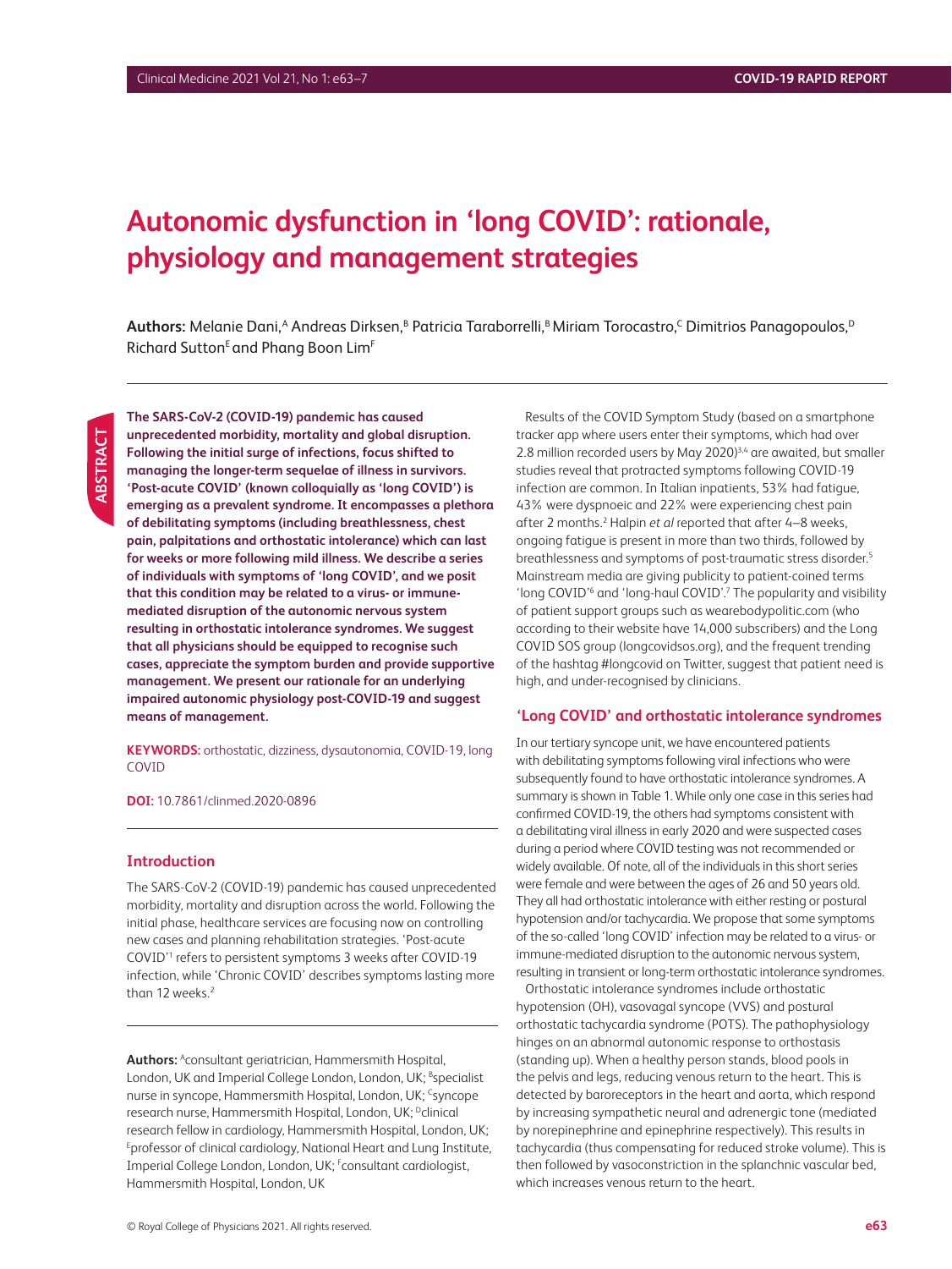# Autonomic dysfunction in 'long COVID': rationale, physiology and management strategies

**Authors:** Melanie Dani,[A] Andreas Dirksen,[B] Patricia Taraborrelli,[B] Miriam Torocastro,[C] Dimitrios Panagopoulos,[D] Richard Sutton[E] and Phang Boon Lim[F]

## ABSTRACT

**The SARS-CoV-2 (COVID-19) pandemic has caused unprecedented morbidity, mortality and global disruption. Following the initial surge of infections, focus shifted to managing the longer-term sequelae of illness in survivors. 'Post-acute COVID' (known colloquially as 'long COVID') is emerging as a prevalent syndrome. It encompasses a plethora of debilitating symptoms (including breathlessness, chest pain, palpitations and orthostatic intolerance) which can last for weeks or more following mild illness. We describe a series of individuals with symptoms of 'long COVID', and we posit that this condition may be related to a virus- or immune-mediated disruption of the autonomic nervous system resulting in orthostatic intolerance syndromes. We suggest that all physicians should be equipped to recognise such cases, appreciate the symptom burden and provide supportive management. We present our rationale for an underlying impaired autonomic physiology post-COVID-19 and suggest means of management.**

**KEYWORDS:** orthostatic, dizziness, dysautonomia, COVID-19, long COVID

**DOI:** 10.7861/clinmed.2020-0896

## Introduction

The SARS-CoV-2 (COVID-19) pandemic has caused unprecedented morbidity, mortality and disruption across the world. Following the initial phase, healthcare services are focusing now on controlling new cases and planning rehabilitation strategies. 'Post-acute COVID'[1] refers to persistent symptoms 3 weeks after COVID-19 infection, while 'Chronic COVID' describes symptoms lasting more than 12 weeks.[2]

**Authors:** [A]consultant geriatrician, Hammersmith Hospital, London, UK and Imperial College London, London, UK; [B]specialist nurse in syncope, Hammersmith Hospital, London, UK; [C]syncope research nurse, Hammersmith Hospital, London, UK; [D]clinical research fellow in cardiology, Hammersmith Hospital, London, UK; [E]professor of clinical cardiology, National Heart and Lung Institute, Imperial College London, London, UK; [F]consultant cardiologist, Hammersmith Hospital, London, UK

Results of the COVID Symptom Study (based on a smartphone tracker app where users enter their symptoms, which had over 2.8 million recorded users by May 2020)[3,4] are awaited, but smaller studies reveal that protracted symptoms following COVID-19 infection are common. In Italian inpatients, 53% had fatigue, 43% were dyspnoeic and 22% were experiencing chest pain after 2 months.[2] Halpin *et al* reported that after 4–8 weeks, ongoing fatigue is present in more than two thirds, followed by breathlessness and symptoms of post-traumatic stress disorder.[5] Mainstream media are giving publicity to patient-coined terms 'long COVID'[6] and 'long-haul COVID'.[7] The popularity and visibility of patient support groups such as wearebodypolitic.com (who according to their website have 14,000 subscribers) and the Long COVID SOS group (longcovidsos.org), and the frequent trending of the hashtag #longcovid on Twitter, suggest that patient need is high, and under-recognised by clinicians.

## 'Long COVID' and orthostatic intolerance syndromes

In our tertiary syncope unit, we have encountered patients with debilitating symptoms following viral infections who were subsequently found to have orthostatic intolerance syndromes. A summary is shown in Table 1. While only one case in this series had confirmed COVID-19, the others had symptoms consistent with a debilitating viral illness in early 2020 and were suspected cases during a period where COVID testing was not recommended or widely available. Of note, all of the individuals in this short series were female and were between the ages of 26 and 50 years old. They all had orthostatic intolerance with either resting or postural hypotension and/or tachycardia. We propose that some symptoms of the so-called 'long COVID' infection may be related to a virus- or immune-mediated disruption to the autonomic nervous system, resulting in transient or long-term orthostatic intolerance syndromes.

Orthostatic intolerance syndromes include orthostatic hypotension (OH), vasovagal syncope (VVS) and postural orthostatic tachycardia syndrome (POTS). The pathophysiology hinges on an abnormal autonomic response to orthostasis (standing up). When a healthy person stands, blood pools in the pelvis and legs, reducing venous return to the heart. This is detected by baroreceptors in the heart and aorta, which respond by increasing sympathetic neural and adrenergic tone (mediated by norepinephrine and epinephrine respectively). This results in tachycardia (thus compensating for reduced stroke volume). This is then followed by vasoconstriction in the splanchnic vascular bed, which increases venous return to the heart.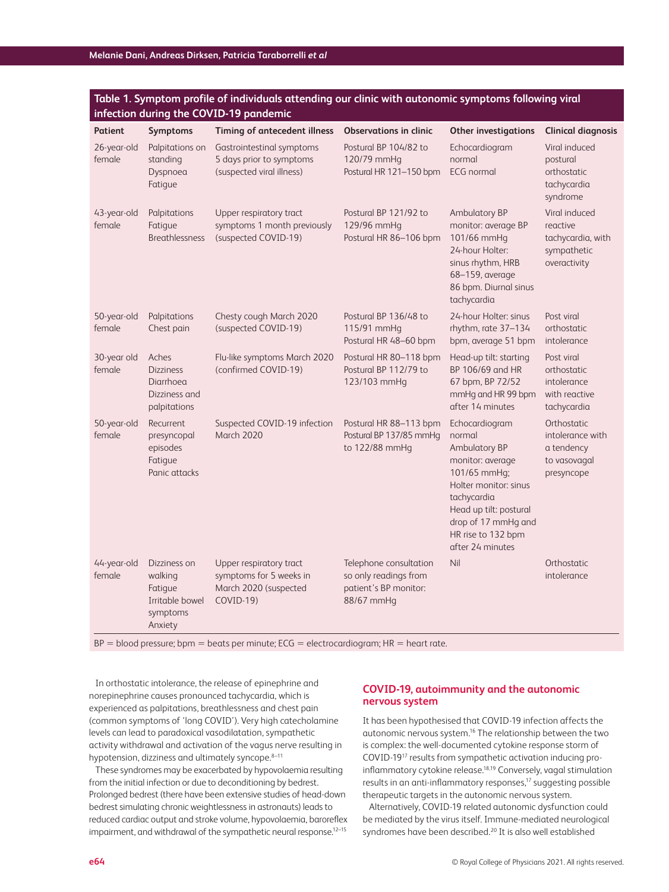**Table 1. Symptom profile of individuals attending our clinic with autonomic symptoms following viral infection during the COVID-19 pandemic**

| Patient | Symptoms | Timing of antecedent illness | Observations in clinic | Other investigations | Clinical diagnosis |
|---|---|---|---|---|---|
| 26-year-old female | Palpitations on standing<br>Dyspnoea<br>Fatigue | Gastrointestinal symptoms 5 days prior to symptoms (suspected viral illness) | Postural BP 104/82 to 120/79 mmHg<br>Postural HR 121–150 bpm | Echocardiogram normal<br>ECG normal | Viral induced postural orthostatic tachycardia syndrome |
| 43-year-old female | Palpitations<br>Fatigue<br>Breathlessness | Upper respiratory tract symptoms 1 month previously (suspected COVID-19) | Postural BP 121/92 to 129/96 mmHg<br>Postural HR 86–106 bpm | Ambulatory BP monitor: average BP 101/66 mmHg<br>24-hour Holter: sinus rhythm, HRB 68–159, average 86 bpm. Diurnal sinus tachycardia | Viral induced reactive tachycardia, with sympathetic overactivity |
| 50-year-old female | Palpitations<br>Chest pain | Chesty cough March 2020 (suspected COVID-19) | Postural BP 136/48 to 115/91 mmHg<br>Postural HR 48–60 bpm | 24-hour Holter: sinus rhythm, rate 37–134 bpm, average 51 bpm | Post viral orthostatic intolerance |
| 30-year old female | Aches<br>Dizziness<br>Diarrhoea<br>Dizziness and palpitations | Flu-like symptoms March 2020 (confirmed COVID-19) | Postural HR 80–118 bpm<br>Postural BP 112/79 to 123/103 mmHg | Head-up tilt: starting BP 106/69 and HR 67 bpm, BP 72/52 mmHg and HR 99 bpm after 14 minutes | Post viral orthostatic intolerance with reactive tachycardia |
| 50-year-old female | Recurrent presyncopal episodes<br>Fatigue<br>Panic attacks | Suspected COVID-19 infection March 2020 | Postural HR 88–113 bpm<br>Postural BP 137/85 mmHg to 122/88 mmHg | Echocardiogram normal<br>Ambulatory BP monitor: average 101/65 mmHg;<br>Holter monitor: sinus tachycardia<br>Head up tilt: postural drop of 17 mmHg and HR rise to 132 bpm after 24 minutes | Orthostatic intolerance with a tendency to vasovagal presyncope |
| 44-year-old female | Dizziness on walking<br>Fatigue<br>Irritable bowel symptoms<br>Anxiety | Upper respiratory tract symptoms for 5 weeks in March 2020 (suspected COVID-19) | Telephone consultation so only readings from patient's BP monitor: 88/67 mmHg | Nil | Orthostatic intolerance |

BP = blood pressure; bpm = beats per minute; ECG = electrocardiogram; HR = heart rate.

In orthostatic intolerance, the release of epinephrine and norepinephrine causes pronounced tachycardia, which is experienced as palpitations, breathlessness and chest pain (common symptoms of 'long COVID'). Very high catecholamine levels can lead to paradoxical vasodilatation, sympathetic activity withdrawal and activation of the vagus nerve resulting in hypotension, dizziness and ultimately syncope.[8–11]

These syndromes may be exacerbated by hypovolaemia resulting from the initial infection or due to deconditioning by bedrest. Prolonged bedrest (there have been extensive studies of head-down bedrest simulating chronic weightlessness in astronauts) leads to reduced cardiac output and stroke volume, hypovolaemia, baroreflex impairment, and withdrawal of the sympathetic neural response.[12–15]

## COVID-19, autoimmunity and the autonomic nervous system

It has been hypothesised that COVID-19 infection affects the autonomic nervous system.[16] The relationship between the two is complex: the well-documented cytokine response storm of COVID-19[17] results from sympathetic activation inducing pro-inflammatory cytokine release.[18,19] Conversely, vagal stimulation results in an anti-inflammatory responses,[17] suggesting possible therapeutic targets in the autonomic nervous system.

Alternatively, COVID-19 related autonomic dysfunction could be mediated by the virus itself. Immune-mediated neurological syndromes have been described.[20] It is also well established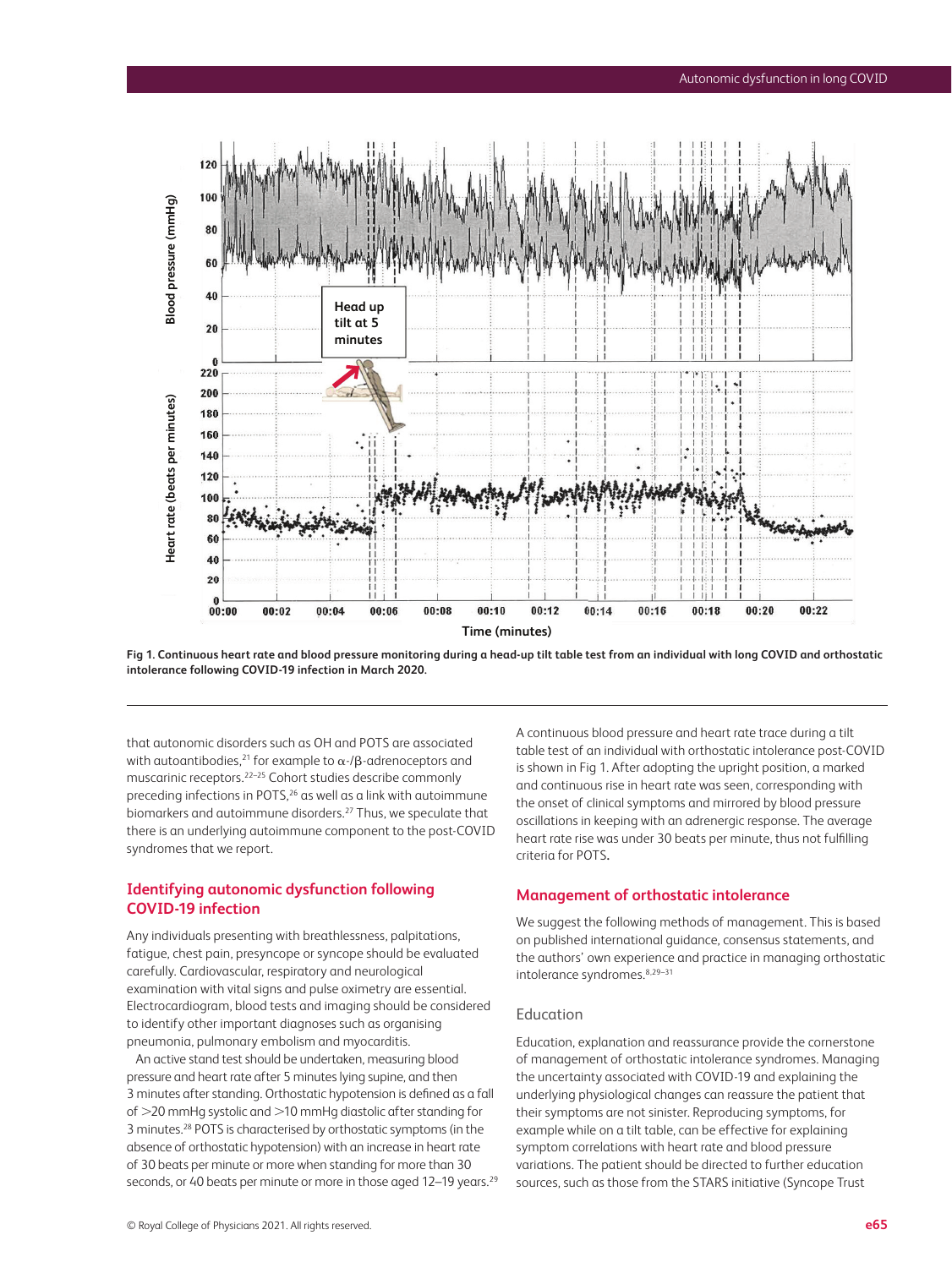Fig 1. Continuous heart rate and blood pressure monitoring during a head-up tilt table test from an individual with long COVID and orthostatic intolerance following COVID-19 infection in March 2020.

that autonomic disorders such as OH and POTS are associated with autoantibodies,[21] for example to α-/β-adrenoceptors and muscarinic receptors.[22–25] Cohort studies describe commonly preceding infections in POTS,[26] as well as a link with autoimmune biomarkers and autoimmune disorders.[27] Thus, we speculate that there is an underlying autoimmune component to the post-COVID syndromes that we report.

## Identifying autonomic dysfunction following COVID-19 infection

Any individuals presenting with breathlessness, palpitations, fatigue, chest pain, presyncope or syncope should be evaluated carefully. Cardiovascular, respiratory and neurological examination with vital signs and pulse oximetry are essential. Electrocardiogram, blood tests and imaging should be considered to identify other important diagnoses such as organising pneumonia, pulmonary embolism and myocarditis.

An active stand test should be undertaken, measuring blood pressure and heart rate after 5 minutes lying supine, and then 3 minutes after standing. Orthostatic hypotension is defined as a fall of >20 mmHg systolic and >10 mmHg diastolic after standing for 3 minutes.[28] POTS is characterised by orthostatic symptoms (in the absence of orthostatic hypotension) with an increase in heart rate of 30 beats per minute or more when standing for more than 30 seconds, or 40 beats per minute or more in those aged 12–19 years.[29]

A continuous blood pressure and heart rate trace during a tilt table test of an individual with orthostatic intolerance post-COVID is shown in Fig 1. After adopting the upright position, a marked and continuous rise in heart rate was seen, corresponding with the onset of clinical symptoms and mirrored by blood pressure oscillations in keeping with an adrenergic response. The average heart rate rise was under 30 beats per minute, thus not fulfilling criteria for POTS.

## Management of orthostatic intolerance

We suggest the following methods of management. This is based on published international guidance, consensus statements, and the authors' own experience and practice in managing orthostatic intolerance syndromes.[8,29–31]

### Education

Education, explanation and reassurance provide the cornerstone of management of orthostatic intolerance syndromes. Managing the uncertainty associated with COVID-19 and explaining the underlying physiological changes can reassure the patient that their symptoms are not sinister. Reproducing symptoms, for example while on a tilt table, can be effective for explaining symptom correlations with heart rate and blood pressure variations. The patient should be directed to further education sources, such as those from the STARS initiative (Syncope Trust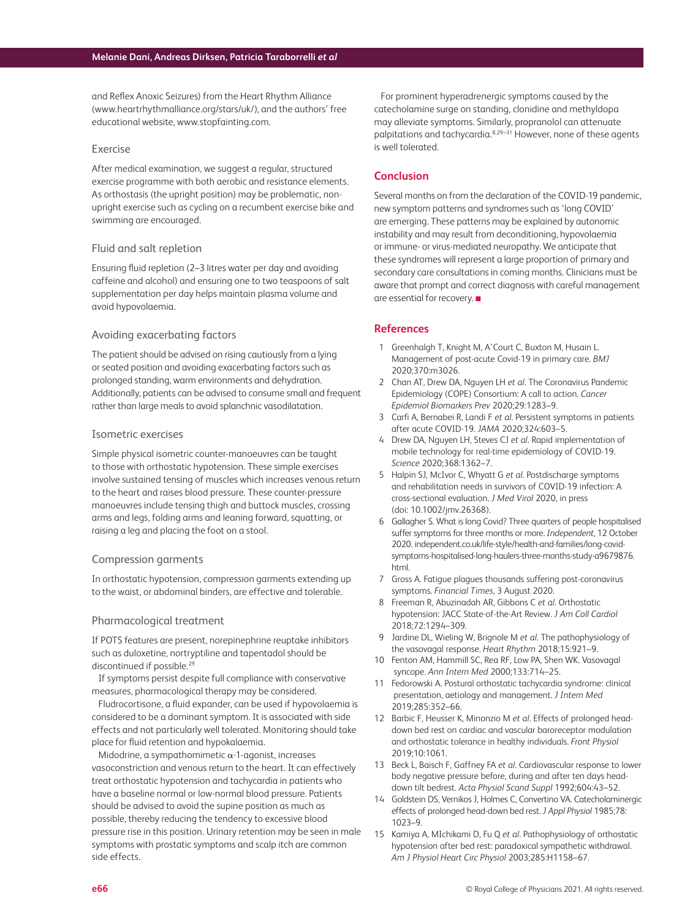and Reflex Anoxic Seizures) from the Heart Rhythm Alliance (www.heartrhythmalliance.org/stars/uk/), and the authors' free educational website, www.stopfainting.com.

### Exercise

After medical examination, we suggest a regular, structured exercise programme with both aerobic and resistance elements. As orthostasis (the upright position) may be problematic, non-upright exercise such as cycling on a recumbent exercise bike and swimming are encouraged.

### Fluid and salt repletion

Ensuring fluid repletion (2–3 litres water per day and avoiding caffeine and alcohol) and ensuring one to two teaspoons of salt supplementation per day helps maintain plasma volume and avoid hypovolaemia.

### Avoiding exacerbating factors

The patient should be advised on rising cautiously from a lying or seated position and avoiding exacerbating factors such as prolonged standing, warm environments and dehydration. Additionally, patients can be advised to consume small and frequent rather than large meals to avoid splanchnic vasodilatation.

### Isometric exercises

Simple physical isometric counter-manoeuvres can be taught to those with orthostatic hypotension. These simple exercises involve sustained tensing of muscles which increases venous return to the heart and raises blood pressure. These counter-pressure manoeuvres include tensing thigh and buttock muscles, crossing arms and legs, folding arms and leaning forward, squatting, or raising a leg and placing the foot on a stool.

### Compression garments

In orthostatic hypotension, compression garments extending up to the waist, or abdominal binders, are effective and tolerable.

### Pharmacological treatment

If POTS features are present, norepinephrine reuptake inhibitors such as duloxetine, nortryptiline and tapentadol should be discontinued if possible.[29]

If symptoms persist despite full compliance with conservative measures, pharmacological therapy may be considered.

Fludrocortisone, a fluid expander, can be used if hypovolaemia is considered to be a dominant symptom. It is associated with side effects and not particularly well tolerated. Monitoring should take place for fluid retention and hypokalaemia.

Midodrine, a sympathomimetic $\alpha$-1-agonist, increases vasoconstriction and venous return to the heart. It can effectively treat orthostatic hypotension and tachycardia in patients who have a baseline normal or low-normal blood pressure. Patients should be advised to avoid the supine position as much as possible, thereby reducing the tendency to excessive blood pressure rise in this position. Urinary retention may be seen in male symptoms with prostatic symptoms and scalp itch are common side effects.

For prominent hyperadrenergic symptoms caused by the catecholamine surge on standing, clonidine and methyldopa may alleviate symptoms. Similarly, propranolol can attenuate palpitations and tachycardia.[8,29–31] However, none of these agents is well tolerated.

## Conclusion

Several months on from the declaration of the COVID-19 pandemic, new symptom patterns and syndromes such as 'long COVID' are emerging. These patterns may be explained by autonomic instability and may result from deconditioning, hypovolaemia or immune- or virus-mediated neuropathy. We anticipate that these syndromes will represent a large proportion of primary and secondary care consultations in coming months. Clinicians must be aware that prompt and correct diagnosis with careful management are essential for recovery. ■

## References

1. Greenhalgh T, Knight M, A'Court C, Buxton M, Husain L. Management of post-acute Covid-19 in primary care. *BMJ* 2020;370:m3026.
2. Chan AT, Drew DA, Nguyen LH *et al*. The Coronavirus Pandemic Epidemiology (COPE) Consortium: A call to action. *Cancer Epidemiol Biomarkers Prev* 2020;29:1283–9.
3. Carfi A, Bernabei R, Landi F *et al*. Persistent symptoms in patients after acute COVID-19. *JAMA* 2020;324:603–5.
4. Drew DA, Nguyen LH, Steves CJ *et al*. Rapid implementation of mobile technology for real-time epidemiology of COVID-19. *Science* 2020;368:1362–7.
5. Halpin SJ, McIvor C, Whyatt G *et al*. Postdischarge symptoms and rehabilitation needs in survivors of COVID-19 infection: A cross-sectional evaluation. *J Med Virol* 2020, in press (doi: 10.1002/jmv.26368).
6. Gallagher S. What is long Covid? Three quarters of people hospitalised suffer symptoms for three months or more. *Independent*, 12 October 2020. independent.co.uk/life-style/health-and-families/long-covid-symptoms-hospitalised-long-haulers-three-months-study-a9679876.html.
7. Gross A. Fatigue plagues thousands suffering post-coronavirus symptoms. *Financial Times*, 3 August 2020.
8. Freeman R, Abuzinadah AR, Gibbons C *et al*. Orthostatic hypotension: JACC State-of-the-Art Review. *J Am Coll Cardiol* 2018;72:1294–309.
9. Jardine DL, Wieling W, Brignole M *et al*. The pathophysiology of the vasovagal response. *Heart Rhythm* 2018;15:921–9.
10. Fenton AM, Hammill SC, Rea RF, Low PA, Shen WK. Vasovagal syncope. *Ann Intern Med* 2000;133:714–25.
11. Fedorowski A. Postural orthostatic tachycardia syndrome: clinical presentation, aetiology and management. *J Intern Med* 2019;285:352–66.
12. Barbic F, Heusser K, Minonzio M *et al*. Effects of prolonged head-down bed rest on cardiac and vascular baroreceptor modulation and orthostatic tolerance in healthy individuals. *Front Physiol* 2019;10:1061.
13. Beck L, Baisch F, Gaffney FA *et al*. Cardiovascular response to lower body negative pressure before, during and after ten days head-down tilt bedrest. *Acta Physiol Scand Suppl* 1992;604:43–52.
14. Goldstein DS, Vernikos J, Holmes C, Convertino VA. Catecholaminergic effects of prolonged head-down bed rest. *J Appl Physiol* 1985;78:1023–9.
15. Kamiya A, MIchikami D, Fu Q *et al*. Pathophysiology of orthostatic hypotension after bed rest: paradoxical sympathetic withdrawal. *Am J Physiol Heart Circ Physiol* 2003;285:H1158–67.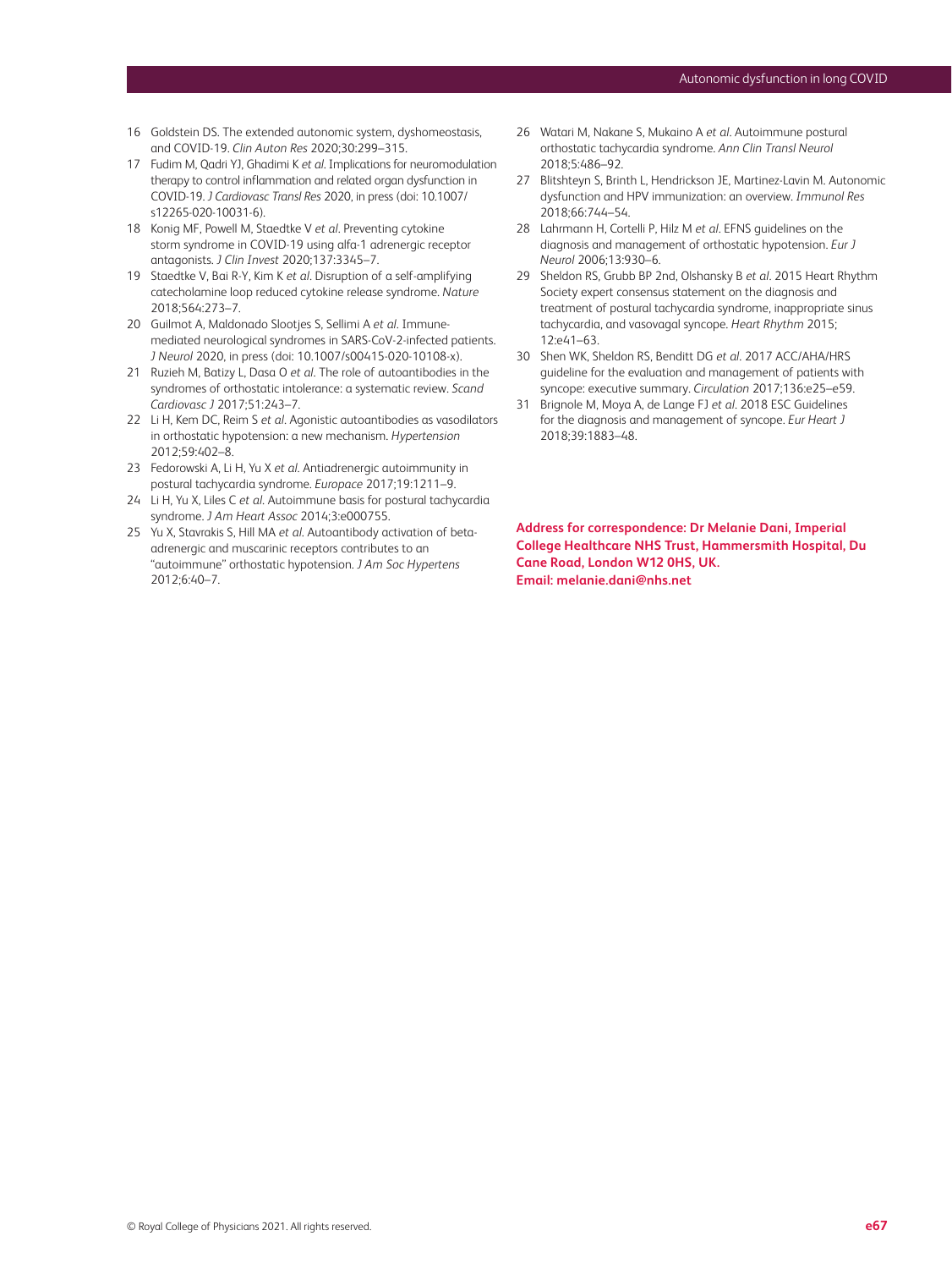16 Goldstein DS. The extended autonomic system, dyshomeostasis, and COVID-19. *Clin Auton Res* 2020;30:299–315.

17 Fudim M, Qadri YJ, Ghadimi K *et al*. Implications for neuromodulation therapy to control inflammation and related organ dysfunction in COVID-19. *J Cardiovasc Transl Res* 2020, in press (doi: 10.1007/s12265-020-10031-6).

18 Konig MF, Powell M, Staedtke V *et al*. Preventing cytokine storm syndrome in COVID-19 using alfa-1 adrenergic receptor antagonists. *J Clin Invest* 2020;137:3345–7.

19 Staedtke V, Bai R-Y, Kim K *et al*. Disruption of a self-amplifying catecholamine loop reduced cytokine release syndrome. *Nature* 2018;564:273–7.

20 Guilmot A, Maldonado Slootjes S, Sellimi A *et al*. Immune-mediated neurological syndromes in SARS-CoV-2-infected patients. *J Neurol* 2020, in press (doi: 10.1007/s00415-020-10108-x).

21 Ruzieh M, Batizy L, Dasa O *et al*. The role of autoantibodies in the syndromes of orthostatic intolerance: a systematic review. *Scand Cardiovasc J* 2017;51:243–7.

22 Li H, Kem DC, Reim S *et al*. Agonistic autoantibodies as vasodilators in orthostatic hypotension: a new mechanism. *Hypertension* 2012;59:402–8.

23 Fedorowski A, Li H, Yu X *et al*. Antiadrenergic autoimmunity in postural tachycardia syndrome. *Europace* 2017;19:1211–9.

24 Li H, Yu X, Liles C *et al*. Autoimmune basis for postural tachycardia syndrome. *J Am Heart Assoc* 2014;3:e000755.

25 Yu X, Stavrakis S, Hill MA *et al*. Autoantibody activation of beta-adrenergic and muscarinic receptors contributes to an "autoimmune" orthostatic hypotension. *J Am Soc Hypertens* 2012;6:40–7.

26 Watari M, Nakane S, Mukaino A *et al*. Autoimmune postural orthostatic tachycardia syndrome. *Ann Clin Transl Neurol* 2018;5:486–92.

27 Blitshteyn S, Brinth L, Hendrickson JE, Martinez-Lavin M. Autonomic dysfunction and HPV immunization: an overview. *Immunol Res* 2018;66:744–54.

28 Lahrmann H, Cortelli P, Hilz M *et al*. EFNS guidelines on the diagnosis and management of orthostatic hypotension. *Eur J Neurol* 2006;13:930–6.

29 Sheldon RS, Grubb BP 2nd, Olshansky B *et al*. 2015 Heart Rhythm Society expert consensus statement on the diagnosis and treatment of postural tachycardia syndrome, inappropriate sinus tachycardia, and vasovagal syncope. *Heart Rhythm* 2015; 12:e41–63.

30 Shen WK, Sheldon RS, Benditt DG *et al*. 2017 ACC/AHA/HRS guideline for the evaluation and management of patients with syncope: executive summary. *Circulation* 2017;136:e25–e59.

31 Brignole M, Moya A, de Lange FJ *et al*. 2018 ESC Guidelines for the diagnosis and management of syncope. *Eur Heart J* 2018;39:1883–48.

**Address for correspondence: Dr Melanie Dani, Imperial College Healthcare NHS Trust, Hammersmith Hospital, Du Cane Road, London W12 0HS, UK.**
**Email: melanie.dani@nhs.net**

© Royal College of Physicians 2021. All rights reserved.